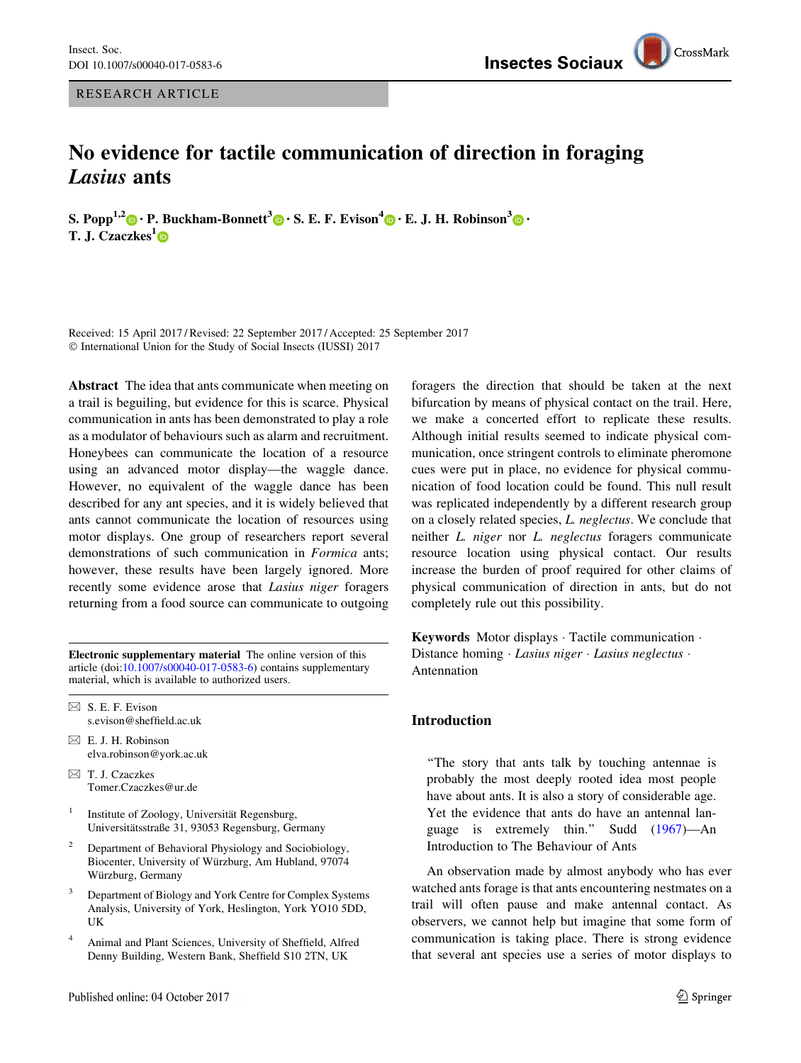RESEARCH ARTICLE

# No evidence for tactile communication of direction in foraging *Lasius* ants

**S. Popp[1,2] · P. Buckham-Bonnett[3] · S. E. F. Evison[4] · E. J. H. Robinson[3] · T. J. Czaczkes[1]**

Received: 15 April 2017 / Revised: 22 September 2017 / Accepted: 25 September 2017
© International Union for the Study of Social Insects (IUSSI) 2017

**Abstract** The idea that ants communicate when meeting on a trail is beguiling, but evidence for this is scarce. Physical communication in ants has been demonstrated to play a role as a modulator of behaviours such as alarm and recruitment. Honeybees can communicate the location of a resource using an advanced motor display—the waggle dance. However, no equivalent of the waggle dance has been described for any ant species, and it is widely believed that ants cannot communicate the location of resources using motor displays. One group of researchers report several demonstrations of such communication in *Formica* ants; however, these results have been largely ignored. More recently some evidence arose that *Lasius niger* foragers returning from a food source can communicate to outgoing foragers the direction that should be taken at the next bifurcation by means of physical contact on the trail. Here, we make a concerted effort to replicate these results. Although initial results seemed to indicate physical communication, once stringent controls to eliminate pheromone cues were put in place, no evidence for physical communication of food location could be found. This null result was replicated independently by a different research group on a closely related species, *L. neglectus*. We conclude that neither *L. niger* nor *L. neglectus* foragers communicate resource location using physical contact. Our results increase the burden of proof required for other claims of physical communication of direction in ants, but do not completely rule out this possibility.

**Keywords** Motor displays · Tactile communication · Distance homing · *Lasius niger* · *Lasius neglectus* · Antennation

**Electronic supplementary material** The online version of this article (doi:10.1007/s00040-017-0583-6) contains supplementary material, which is available to authorized users.

✉ S. E. F. Evison
s.evison@sheffield.ac.uk

✉ E. J. H. Robinson
elva.robinson@york.ac.uk

✉ T. J. Czaczkes
Tomer.Czaczkes@ur.de

[1] Institute of Zoology, Universität Regensburg, Universitätsstraße 31, 93053 Regensburg, Germany

[2] Department of Behavioral Physiology and Sociobiology, Biocenter, University of Würzburg, Am Hubland, 97074 Würzburg, Germany

[3] Department of Biology and York Centre for Complex Systems Analysis, University of York, Heslington, York YO10 5DD, UK

[4] Animal and Plant Sciences, University of Sheffield, Alfred Denny Building, Western Bank, Sheffield S10 2TN, UK

## Introduction

> "The story that ants talk by touching antennae is probably the most deeply rooted idea most people have about ants. It is also a story of considerable age. Yet the evidence that ants do have an antennal language is extremely thin." Sudd (1967)—An Introduction to The Behaviour of Ants

An observation made by almost anybody who has ever watched ants forage is that ants encountering nestmates on a trail will often pause and make antennal contact. As observers, we cannot help but imagine that some form of communication is taking place. There is strong evidence that several ant species use a series of motor displays to

Published online: 04 October 2017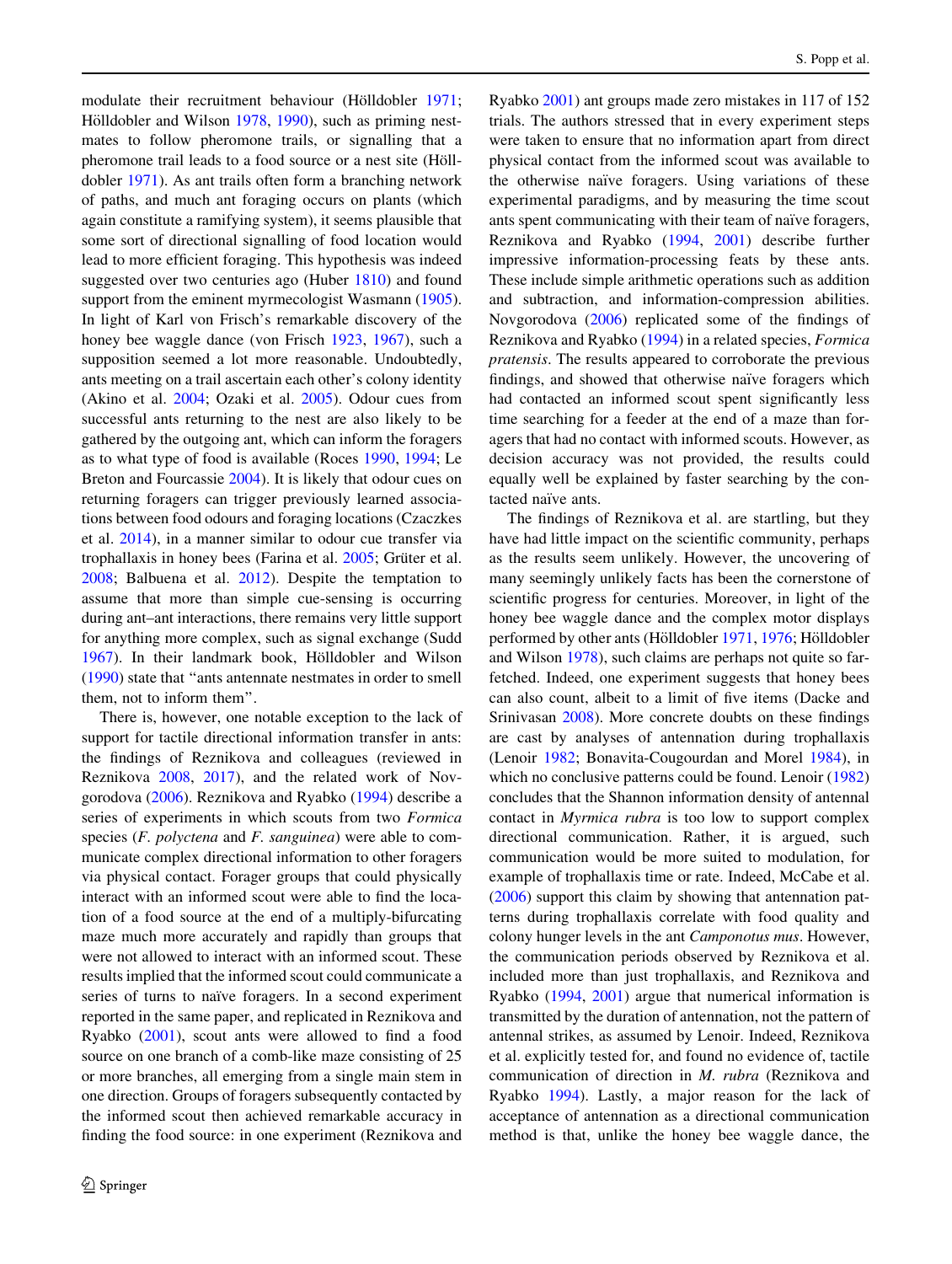modulate their recruitment behaviour (Hölldobler 1971; Hölldobler and Wilson 1978, 1990), such as priming nestmates to follow pheromone trails, or signalling that a pheromone trail leads to a food source or a nest site (Hölldobler 1971). As ant trails often form a branching network of paths, and much ant foraging occurs on plants (which again constitute a ramifying system), it seems plausible that some sort of directional signalling of food location would lead to more efficient foraging. This hypothesis was indeed suggested over two centuries ago (Huber 1810) and found support from the eminent myrmecologist Wasmann (1905). In light of Karl von Frisch's remarkable discovery of the honey bee waggle dance (von Frisch 1923, 1967), such a supposition seemed a lot more reasonable. Undoubtedly, ants meeting on a trail ascertain each other's colony identity (Akino et al. 2004; Ozaki et al. 2005). Odour cues from successful ants returning to the nest are also likely to be gathered by the outgoing ant, which can inform the foragers as to what type of food is available (Roces 1990, 1994; Le Breton and Fourcassie 2004). It is likely that odour cues on returning foragers can trigger previously learned associations between food odours and foraging locations (Czaczkes et al. 2014), in a manner similar to odour cue transfer via trophallaxis in honey bees (Farina et al. 2005; Grüter et al. 2008; Balbuena et al. 2012). Despite the temptation to assume that more than simple cue-sensing is occurring during ant–ant interactions, there remains very little support for anything more complex, such as signal exchange (Sudd 1967). In their landmark book, Hölldobler and Wilson (1990) state that "ants antennate nestmates in order to smell them, not to inform them".

There is, however, one notable exception to the lack of support for tactile directional information transfer in ants: the findings of Reznikova and colleagues (reviewed in Reznikova 2008, 2017), and the related work of Novgorodova (2006). Reznikova and Ryabko (1994) describe a series of experiments in which scouts from two *Formica* species (*F. polyctena* and *F. sanguinea*) were able to communicate complex directional information to other foragers via physical contact. Forager groups that could physically interact with an informed scout were able to find the location of a food source at the end of a multiply-bifurcating maze much more accurately and rapidly than groups that were not allowed to interact with an informed scout. These results implied that the informed scout could communicate a series of turns to naïve foragers. In a second experiment reported in the same paper, and replicated in Reznikova and Ryabko (2001), scout ants were allowed to find a food source on one branch of a comb-like maze consisting of 25 or more branches, all emerging from a single main stem in one direction. Groups of foragers subsequently contacted by the informed scout then achieved remarkable accuracy in finding the food source: in one experiment (Reznikova and Ryabko 2001) ant groups made zero mistakes in 117 of 152 trials. The authors stressed that in every experiment steps were taken to ensure that no information apart from direct physical contact from the informed scout was available to the otherwise naïve foragers. Using variations of these experimental paradigms, and by measuring the time scout ants spent communicating with their team of naïve foragers, Reznikova and Ryabko (1994, 2001) describe further impressive information-processing feats by these ants. These include simple arithmetic operations such as addition and subtraction, and information-compression abilities. Novgorodova (2006) replicated some of the findings of Reznikova and Ryabko (1994) in a related species, *Formica pratensis*. The results appeared to corroborate the previous findings, and showed that otherwise naïve foragers which had contacted an informed scout spent significantly less time searching for a feeder at the end of a maze than foragers that had no contact with informed scouts. However, as decision accuracy was not provided, the results could equally well be explained by faster searching by the contacted naïve ants.

The findings of Reznikova et al. are startling, but they have had little impact on the scientific community, perhaps as the results seem unlikely. However, the uncovering of many seemingly unlikely facts has been the cornerstone of scientific progress for centuries. Moreover, in light of the honey bee waggle dance and the complex motor displays performed by other ants (Hölldobler 1971, 1976; Hölldobler and Wilson 1978), such claims are perhaps not quite so far-fetched. Indeed, one experiment suggests that honey bees can also count, albeit to a limit of five items (Dacke and Srinivasan 2008). More concrete doubts on these findings are cast by analyses of antennation during trophallaxis (Lenoir 1982; Bonavita-Cougourdan and Morel 1984), in which no conclusive patterns could be found. Lenoir (1982) concludes that the Shannon information density of antennal contact in *Myrmica rubra* is too low to support complex directional communication. Rather, it is argued, such communication would be more suited to modulation, for example of trophallaxis time or rate. Indeed, McCabe et al. (2006) support this claim by showing that antennation patterns during trophallaxis correlate with food quality and colony hunger levels in the ant *Camponotus mus*. However, the communication periods observed by Reznikova et al. included more than just trophallaxis, and Reznikova and Ryabko (1994, 2001) argue that numerical information is transmitted by the duration of antennation, not the pattern of antennal strikes, as assumed by Lenoir. Indeed, Reznikova et al. explicitly tested for, and found no evidence of, tactile communication of direction in *M. rubra* (Reznikova and Ryabko 1994). Lastly, a major reason for the lack of acceptance of antennation as a directional communication method is that, unlike the honey bee waggle dance, the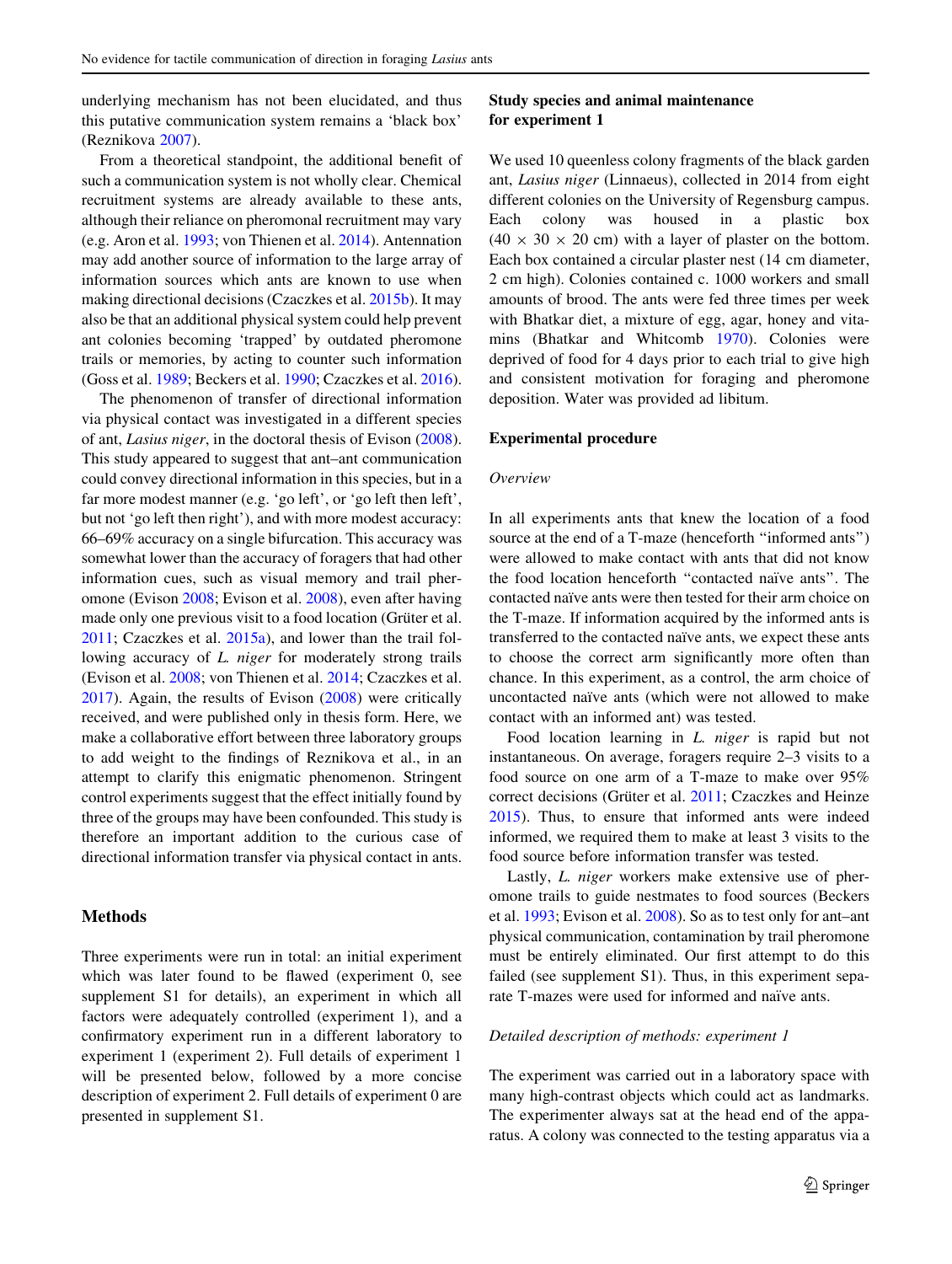underlying mechanism has not been elucidated, and thus this putative communication system remains a 'black box' (Reznikova 2007).

From a theoretical standpoint, the additional benefit of such a communication system is not wholly clear. Chemical recruitment systems are already available to these ants, although their reliance on pheromonal recruitment may vary (e.g. Aron et al. 1993; von Thienen et al. 2014). Antennation may add another source of information to the large array of information sources which ants are known to use when making directional decisions (Czaczkes et al. 2015b). It may also be that an additional physical system could help prevent ant colonies becoming 'trapped' by outdated pheromone trails or memories, by acting to counter such information (Goss et al. 1989; Beckers et al. 1990; Czaczkes et al. 2016).

The phenomenon of transfer of directional information via physical contact was investigated in a different species of ant, *Lasius niger*, in the doctoral thesis of Evison (2008). This study appeared to suggest that ant–ant communication could convey directional information in this species, but in a far more modest manner (e.g. 'go left', or 'go left then left', but not 'go left then right'), and with more modest accuracy: 66–69% accuracy on a single bifurcation. This accuracy was somewhat lower than the accuracy of foragers that had other information cues, such as visual memory and trail pheromone (Evison 2008; Evison et al. 2008), even after having made only one previous visit to a food location (Grüter et al. 2011; Czaczkes et al. 2015a), and lower than the trail following accuracy of *L. niger* for moderately strong trails (Evison et al. 2008; von Thienen et al. 2014; Czaczkes et al. 2017). Again, the results of Evison (2008) were critically received, and were published only in thesis form. Here, we make a collaborative effort between three laboratory groups to add weight to the findings of Reznikova et al., in an attempt to clarify this enigmatic phenomenon. Stringent control experiments suggest that the effect initially found by three of the groups may have been confounded. This study is therefore an important addition to the curious case of directional information transfer via physical contact in ants.

## Methods

Three experiments were run in total: an initial experiment which was later found to be flawed (experiment 0, see supplement S1 for details), an experiment in which all factors were adequately controlled (experiment 1), and a confirmatory experiment run in a different laboratory to experiment 1 (experiment 2). Full details of experiment 1 will be presented below, followed by a more concise description of experiment 2. Full details of experiment 0 are presented in supplement S1.

### Study species and animal maintenance for experiment 1

We used 10 queenless colony fragments of the black garden ant, *Lasius niger* (Linnaeus), collected in 2014 from eight different colonies on the University of Regensburg campus. Each colony was housed in a plastic box ($40 \times 30 \times 20$ cm) with a layer of plaster on the bottom. Each box contained a circular plaster nest (14 cm diameter, 2 cm high). Colonies contained c. 1000 workers and small amounts of brood. The ants were fed three times per week with Bhatkar diet, a mixture of egg, agar, honey and vitamins (Bhatkar and Whitcomb 1970). Colonies were deprived of food for 4 days prior to each trial to give high and consistent motivation for foraging and pheromone deposition. Water was provided ad libitum.

### Experimental procedure

#### *Overview*

In all experiments ants that knew the location of a food source at the end of a T-maze (henceforth "informed ants") were allowed to make contact with ants that did not know the food location henceforth "contacted naïve ants". The contacted naïve ants were then tested for their arm choice on the T-maze. If information acquired by the informed ants is transferred to the contacted naïve ants, we expect these ants to choose the correct arm significantly more often than chance. In this experiment, as a control, the arm choice of uncontacted naïve ants (which were not allowed to make contact with an informed ant) was tested.

Food location learning in *L. niger* is rapid but not instantaneous. On average, foragers require 2–3 visits to a food source on one arm of a T-maze to make over 95% correct decisions (Grüter et al. 2011; Czaczkes and Heinze 2015). Thus, to ensure that informed ants were indeed informed, we required them to make at least 3 visits to the food source before information transfer was tested.

Lastly, *L. niger* workers make extensive use of pheromone trails to guide nestmates to food sources (Beckers et al. 1993; Evison et al. 2008). So as to test only for ant–ant physical communication, contamination by trail pheromone must be entirely eliminated. Our first attempt to do this failed (see supplement S1). Thus, in this experiment separate T-mazes were used for informed and naïve ants.

#### *Detailed description of methods: experiment 1*

The experiment was carried out in a laboratory space with many high-contrast objects which could act as landmarks. The experimenter always sat at the head end of the apparatus. A colony was connected to the testing apparatus via a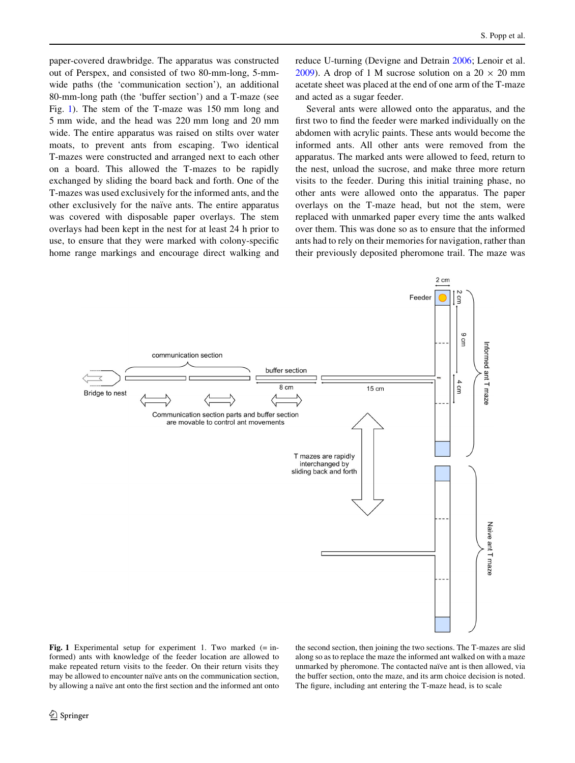paper-covered drawbridge. The apparatus was constructed out of Perspex, and consisted of two 80-mm-long, 5-mm-wide paths (the 'communication section'), an additional 80-mm-long path (the 'buffer section') and a T-maze (see Fig. 1). The stem of the T-maze was 150 mm long and 5 mm wide, and the head was 220 mm long and 20 mm wide. The entire apparatus was raised on stilts over water moats, to prevent ants from escaping. Two identical T-mazes were constructed and arranged next to each other on a board. This allowed the T-mazes to be rapidly exchanged by sliding the board back and forth. One of the T-mazes was used exclusively for the informed ants, and the other exclusively for the naïve ants. The entire apparatus was covered with disposable paper overlays. The stem overlays had been kept in the nest for at least 24 h prior to use, to ensure that they were marked with colony-specific home range markings and encourage direct walking and reduce U-turning (Devigne and Detrain 2006; Lenoir et al. 2009). A drop of 1 M sucrose solution on a 20 × 20 mm acetate sheet was placed at the end of one arm of the T-maze and acted as a sugar feeder.

Several ants were allowed onto the apparatus, and the first two to find the feeder were marked individually on the abdomen with acrylic paints. These ants would become the informed ants. All other ants were removed from the apparatus. The marked ants were allowed to feed, return to the nest, unload the sucrose, and make three more return visits to the feeder. During this initial training phase, no other ants were allowed onto the apparatus. The paper overlays on the T-maze head, but not the stem, were replaced with unmarked paper every time the ants walked over them. This was done so as to ensure that the informed ants had to rely on their memories for navigation, rather than their previously deposited pheromone trail. The maze was

**Fig. 1** Experimental setup for experiment 1. Two marked (= informed) ants with knowledge of the feeder location are allowed to make repeated return visits to the feeder. On their return visits they may be allowed to encounter naïve ants on the communication section, by allowing a naïve ant onto the first section and the informed ant onto the second section, then joining the two sections. The T-mazes are slid along so as to replace the maze the informed ant walked on with a maze unmarked by pheromone. The contacted naïve ant is then allowed, via the buffer section, onto the maze, and its arm choice decision is noted. The figure, including ant entering the T-maze head, is to scale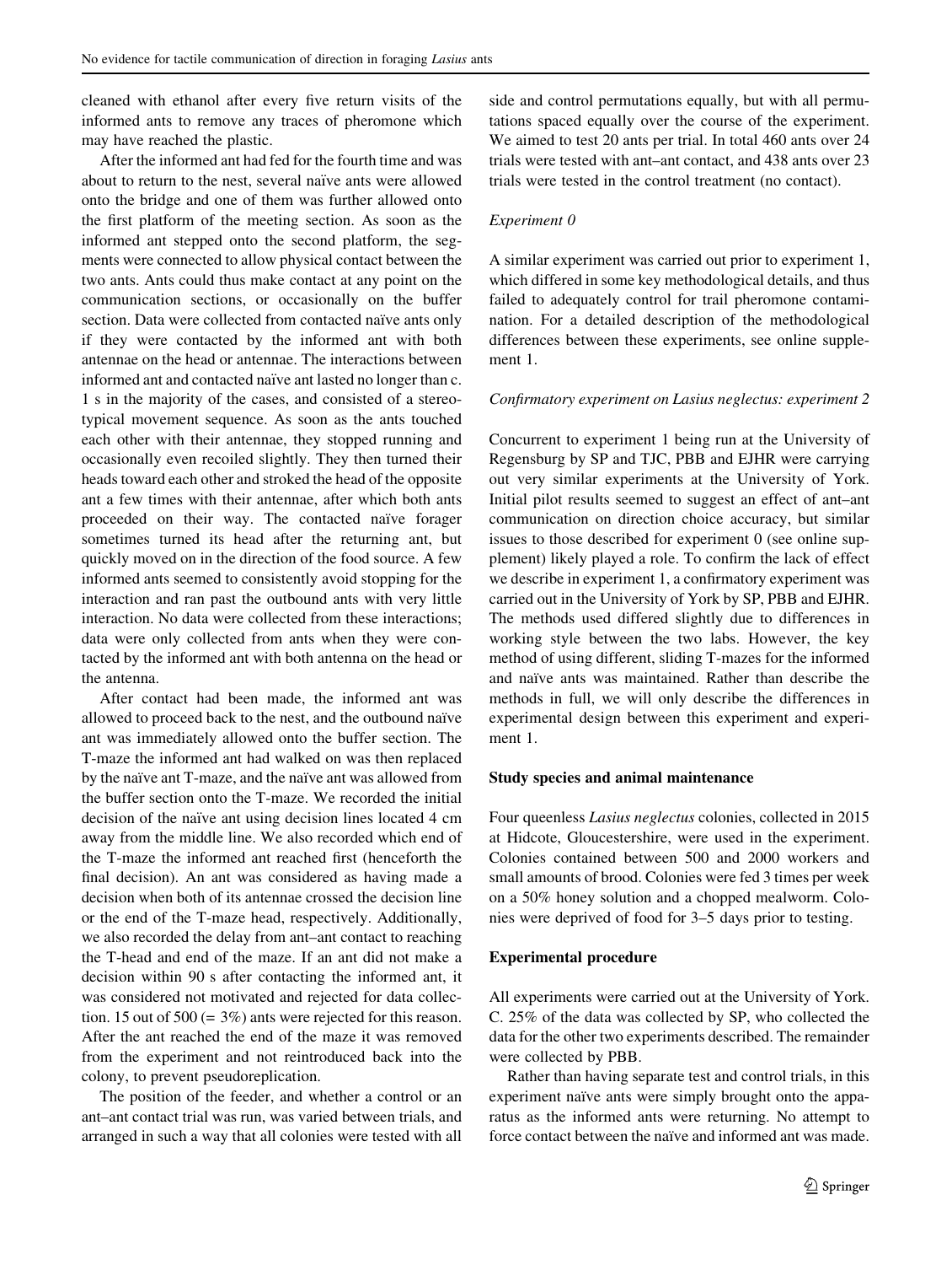cleaned with ethanol after every five return visits of the informed ants to remove any traces of pheromone which may have reached the plastic.

After the informed ant had fed for the fourth time and was about to return to the nest, several naïve ants were allowed onto the bridge and one of them was further allowed onto the first platform of the meeting section. As soon as the informed ant stepped onto the second platform, the segments were connected to allow physical contact between the two ants. Ants could thus make contact at any point on the communication sections, or occasionally on the buffer section. Data were collected from contacted naïve ants only if they were contacted by the informed ant with both antennae on the head or antennae. The interactions between informed ant and contacted naïve ant lasted no longer than c. 1 s in the majority of the cases, and consisted of a stereotypical movement sequence. As soon as the ants touched each other with their antennae, they stopped running and occasionally even recoiled slightly. They then turned their heads toward each other and stroked the head of the opposite ant a few times with their antennae, after which both ants proceeded on their way. The contacted naïve forager sometimes turned its head after the returning ant, but quickly moved on in the direction of the food source. A few informed ants seemed to consistently avoid stopping for the interaction and ran past the outbound ants with very little interaction. No data were collected from these interactions; data were only collected from ants when they were contacted by the informed ant with both antenna on the head or the antenna.

After contact had been made, the informed ant was allowed to proceed back to the nest, and the outbound naïve ant was immediately allowed onto the buffer section. The T-maze the informed ant had walked on was then replaced by the naïve ant T-maze, and the naïve ant was allowed from the buffer section onto the T-maze. We recorded the initial decision of the naïve ant using decision lines located 4 cm away from the middle line. We also recorded which end of the T-maze the informed ant reached first (henceforth the final decision). An ant was considered as having made a decision when both of its antennae crossed the decision line or the end of the T-maze head, respectively. Additionally, we also recorded the delay from ant–ant contact to reaching the T-head and end of the maze. If an ant did not make a decision within 90 s after contacting the informed ant, it was considered not motivated and rejected for data collection. 15 out of 500 (= 3%) ants were rejected for this reason. After the ant reached the end of the maze it was removed from the experiment and not reintroduced back into the colony, to prevent pseudoreplication.

The position of the feeder, and whether a control or an ant–ant contact trial was run, was varied between trials, and arranged in such a way that all colonies were tested with all side and control permutations equally, but with all permutations spaced equally over the course of the experiment. We aimed to test 20 ants per trial. In total 460 ants over 24 trials were tested with ant–ant contact, and 438 ants over 23 trials were tested in the control treatment (no contact).

*Experiment 0*

A similar experiment was carried out prior to experiment 1, which differed in some key methodological details, and thus failed to adequately control for trail pheromone contamination. For a detailed description of the methodological differences between these experiments, see online supplement 1.

*Confirmatory experiment on Lasius neglectus: experiment 2*

Concurrent to experiment 1 being run at the University of Regensburg by SP and TJC, PBB and EJHR were carrying out very similar experiments at the University of York. Initial pilot results seemed to suggest an effect of ant–ant communication on direction choice accuracy, but similar issues to those described for experiment 0 (see online supplement) likely played a role. To confirm the lack of effect we describe in experiment 1, a confirmatory experiment was carried out in the University of York by SP, PBB and EJHR. The methods used differed slightly due to differences in working style between the two labs. However, the key method of using different, sliding T-mazes for the informed and naïve ants was maintained. Rather than describe the methods in full, we will only describe the differences in experimental design between this experiment and experiment 1.

**Study species and animal maintenance**

Four queenless *Lasius neglectus* colonies, collected in 2015 at Hidcote, Gloucestershire, were used in the experiment. Colonies contained between 500 and 2000 workers and small amounts of brood. Colonies were fed 3 times per week on a 50% honey solution and a chopped mealworm. Colonies were deprived of food for 3–5 days prior to testing.

**Experimental procedure**

All experiments were carried out at the University of York. C. 25% of the data was collected by SP, who collected the data for the other two experiments described. The remainder were collected by PBB.

Rather than having separate test and control trials, in this experiment naïve ants were simply brought onto the apparatus as the informed ants were returning. No attempt to force contact between the naïve and informed ant was made.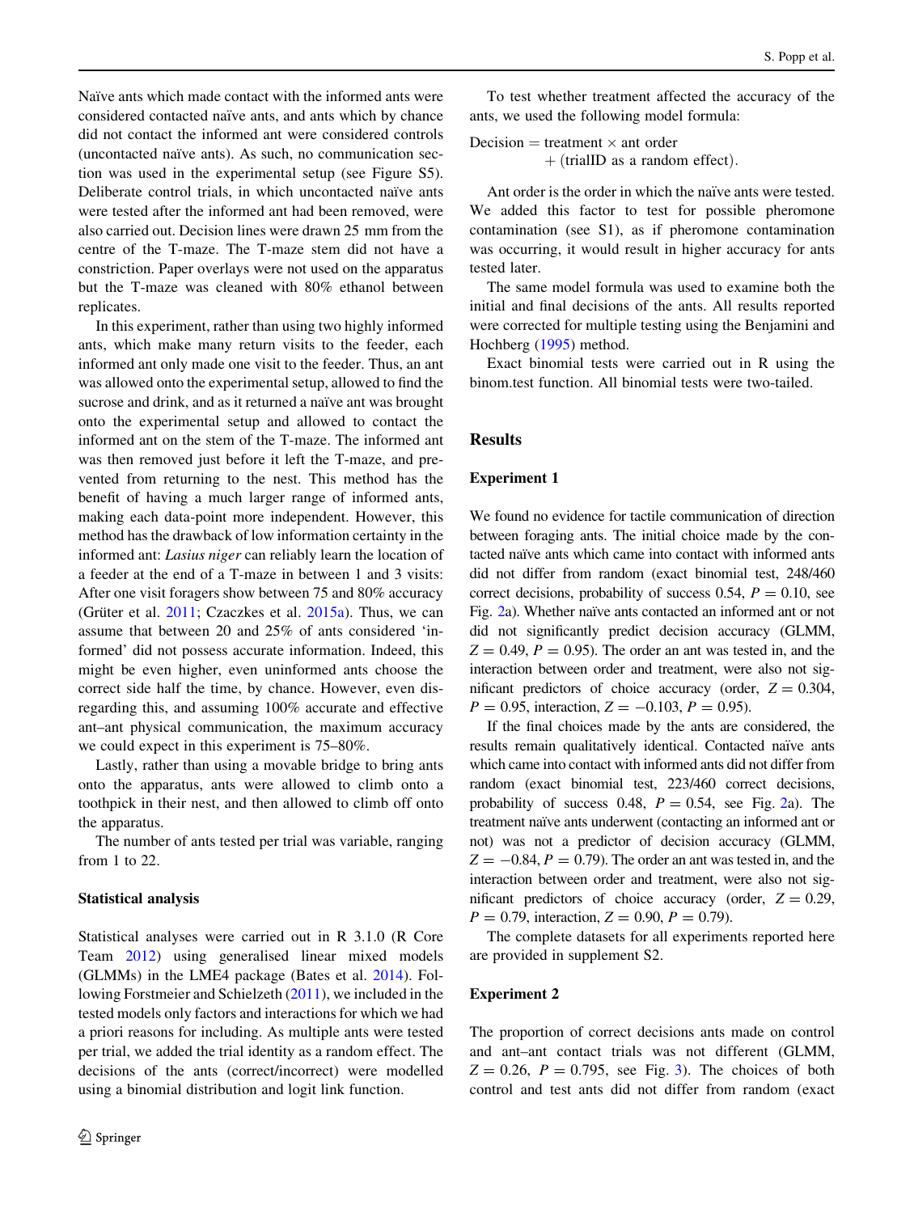Naïve ants which made contact with the informed ants were considered contacted naïve ants, and ants which by chance did not contact the informed ant were considered controls (uncontacted naïve ants). As such, no communication section was used in the experimental setup (see Figure S5). Deliberate control trials, in which uncontacted naïve ants were tested after the informed ant had been removed, were also carried out. Decision lines were drawn 25 mm from the centre of the T-maze. The T-maze stem did not have a constriction. Paper overlays were not used on the apparatus but the T-maze was cleaned with 80% ethanol between replicates.

In this experiment, rather than using two highly informed ants, which make many return visits to the feeder, each informed ant only made one visit to the feeder. Thus, an ant was allowed onto the experimental setup, allowed to find the sucrose and drink, and as it returned a naïve ant was brought onto the experimental setup and allowed to contact the informed ant on the stem of the T-maze. The informed ant was then removed just before it left the T-maze, and prevented from returning to the nest. This method has the benefit of having a much larger range of informed ants, making each data-point more independent. However, this method has the drawback of low information certainty in the informed ant: *Lasius niger* can reliably learn the location of a feeder at the end of a T-maze in between 1 and 3 visits: After one visit foragers show between 75 and 80% accuracy (Grüter et al. 2011; Czaczkes et al. 2015a). Thus, we can assume that between 20 and 25% of ants considered 'informed' did not possess accurate information. Indeed, this might be even higher, even uninformed ants choose the correct side half the time, by chance. However, even disregarding this, and assuming 100% accurate and effective ant–ant physical communication, the maximum accuracy we could expect in this experiment is 75–80%.

Lastly, rather than using a movable bridge to bring ants onto the apparatus, ants were allowed to climb onto a toothpick in their nest, and then allowed to climb off onto the apparatus.

The number of ants tested per trial was variable, ranging from 1 to 22.

### Statistical analysis

Statistical analyses were carried out in R 3.1.0 (R Core Team 2012) using generalised linear mixed models (GLMMs) in the LME4 package (Bates et al. 2014). Following Forstmeier and Schielzeth (2011), we included in the tested models only factors and interactions for which we had a priori reasons for including. As multiple ants were tested per trial, we added the trial identity as a random effect. The decisions of the ants (correct/incorrect) were modelled using a binomial distribution and logit link function.

To test whether treatment affected the accuracy of the ants, we used the following model formula:

$$\text{Decision} = \text{treatment} \times \text{ant order} + (\text{trialID as a random effect}).$$

Ant order is the order in which the naïve ants were tested. We added this factor to test for possible pheromone contamination (see S1), as if pheromone contamination was occurring, it would result in higher accuracy for ants tested later.

The same model formula was used to examine both the initial and final decisions of the ants. All results reported were corrected for multiple testing using the Benjamini and Hochberg (1995) method.

Exact binomial tests were carried out in R using the binom.test function. All binomial tests were two-tailed.

## Results

### Experiment 1

We found no evidence for tactile communication of direction between foraging ants. The initial choice made by the contacted naïve ants which came into contact with informed ants did not differ from random (exact binomial test, 248/460 correct decisions, probability of success 0.54, $P = 0.10$, see Fig. 2a). Whether naïve ants contacted an informed ant or not did not significantly predict decision accuracy (GLMM, $Z = 0.49$, $P = 0.95$). The order an ant was tested in, and the interaction between order and treatment, were also not significant predictors of choice accuracy (order, $Z = 0.304$, $P = 0.95$, interaction, $Z = -0.103$, $P = 0.95$).

If the final choices made by the ants are considered, the results remain qualitatively identical. Contacted naïve ants which came into contact with informed ants did not differ from random (exact binomial test, 223/460 correct decisions, probability of success 0.48, $P = 0.54$, see Fig. 2a). The treatment naïve ants underwent (contacting an informed ant or not) was not a predictor of decision accuracy (GLMM, $Z = -0.84$, $P = 0.79$). The order an ant was tested in, and the interaction between order and treatment, were also not significant predictors of choice accuracy (order, $Z = 0.29$, $P = 0.79$, interaction, $Z = 0.90$, $P = 0.79$).

The complete datasets for all experiments reported here are provided in supplement S2.

### Experiment 2

The proportion of correct decisions ants made on control and ant–ant contact trials was not different (GLMM, $Z = 0.26$, $P = 0.795$, see Fig. 3). The choices of both control and test ants did not differ from random (exact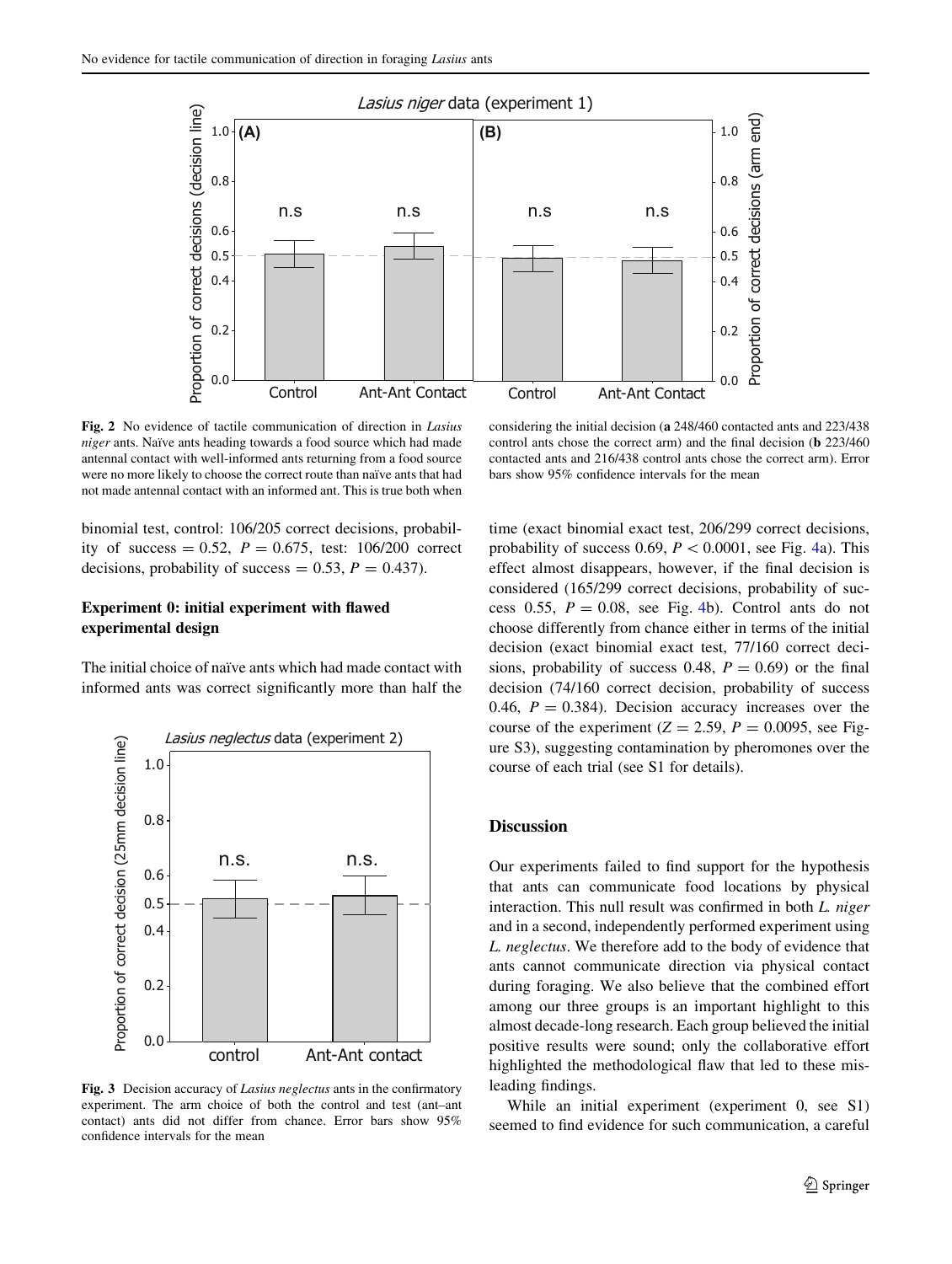Fig. 2 No evidence of tactile communication of direction in *Lasius niger* ants. Naïve ants heading towards a food source which had made antennal contact with well-informed ants returning from a food source were no more likely to choose the correct route than naïve ants that had not made antennal contact with an informed ant. This is true both when considering the initial decision (**a** 248/460 contacted ants and 223/438 control ants chose the correct arm) and the final decision (**b** 223/460 contacted ants and 216/438 control ants chose the correct arm). Error bars show 95% confidence intervals for the mean

binomial test, control: 106/205 correct decisions, probability of success = 0.52, $P = 0.675$, test: 106/200 correct decisions, probability of success = 0.53, $P = 0.437$).

### Experiment 0: initial experiment with flawed experimental design

The initial choice of naïve ants which had made contact with informed ants was correct significantly more than half the time (exact binomial exact test, 206/299 correct decisions, probability of success 0.69, $P < 0.0001$, see Fig. 4a). This effect almost disappears, however, if the final decision is considered (165/299 correct decisions, probability of success 0.55, $P = 0.08$, see Fig. 4b). Control ants do not choose differently from chance either in terms of the initial decision (exact binomial exact test, 77/160 correct decisions, probability of success 0.48, $P = 0.69$) or the final decision (74/160 correct decision, probability of success 0.46, $P = 0.384$). Decision accuracy increases over the course of the experiment ($Z = 2.59$, $P = 0.0095$, see Figure S3), suggesting contamination by pheromones over the course of each trial (see S1 for details).

Fig. 3 Decision accuracy of *Lasius neglectus* ants in the confirmatory experiment. The arm choice of both the control and test (ant–ant contact) ants did not differ from chance. Error bars show 95% confidence intervals for the mean

## Discussion

Our experiments failed to find support for the hypothesis that ants can communicate food locations by physical interaction. This null result was confirmed in both *L. niger* and in a second, independently performed experiment using *L. neglectus*. We therefore add to the body of evidence that ants cannot communicate direction via physical contact during foraging. We also believe that the combined effort among our three groups is an important highlight to this almost decade-long research. Each group believed the initial positive results were sound; only the collaborative effort highlighted the methodological flaw that led to these misleading findings.

While an initial experiment (experiment 0, see S1) seemed to find evidence for such communication, a careful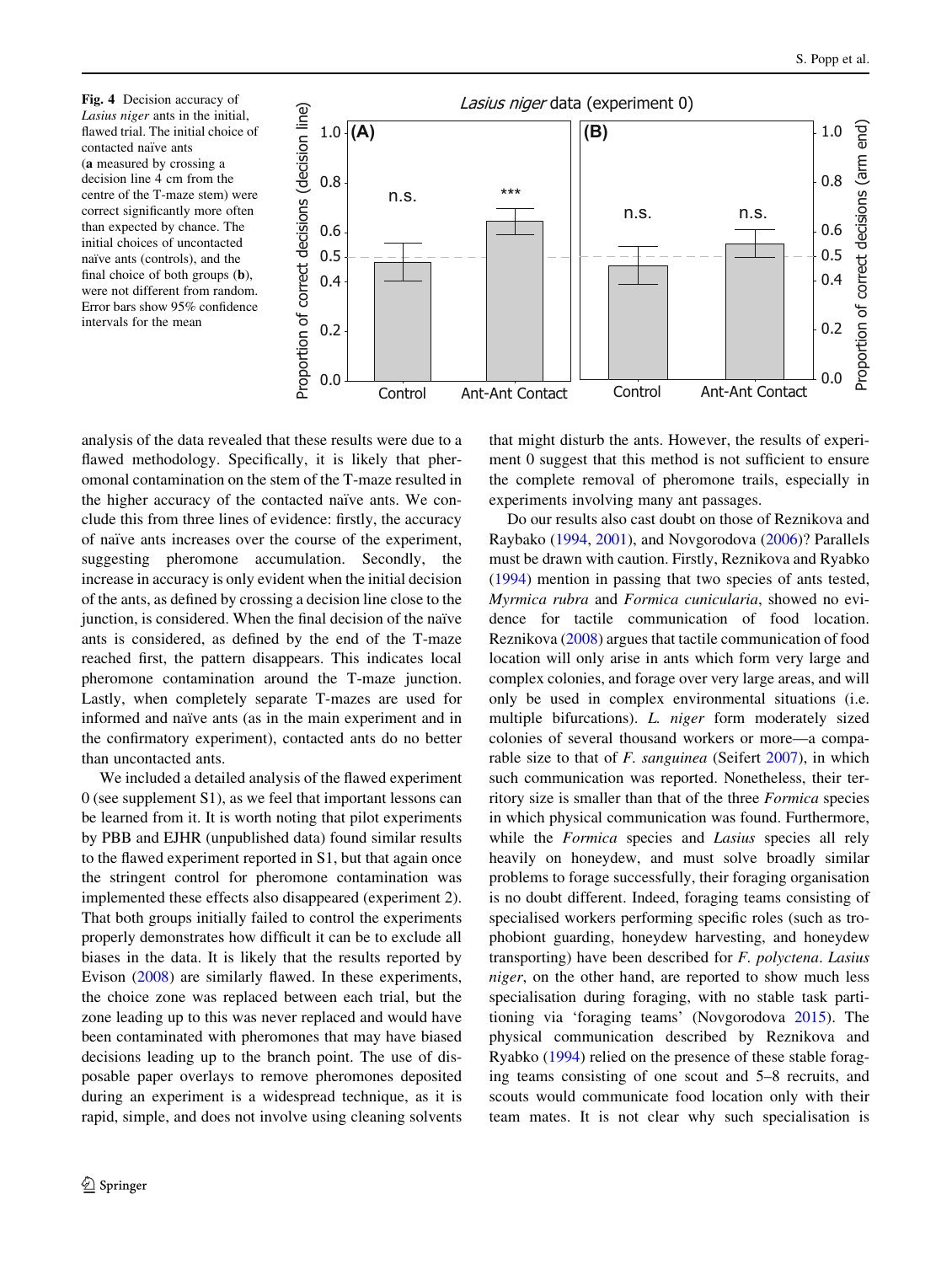**Fig. 4** Decision accuracy of *Lasius niger* ants in the initial, flawed trial. The initial choice of contacted naïve ants (**a** measured by crossing a decision line 4 cm from the centre of the T-maze stem) were correct significantly more often than expected by chance. The initial choices of uncontacted naïve ants (controls), and the final choice of both groups (**b**), were not different from random. Error bars show 95% confidence intervals for the mean

analysis of the data revealed that these results were due to a flawed methodology. Specifically, it is likely that pheromonal contamination on the stem of the T-maze resulted in the higher accuracy of the contacted naïve ants. We conclude this from three lines of evidence: firstly, the accuracy of naïve ants increases over the course of the experiment, suggesting pheromone accumulation. Secondly, the increase in accuracy is only evident when the initial decision of the ants, as defined by crossing a decision line close to the junction, is considered. When the final decision of the naïve ants is considered, as defined by the end of the T-maze reached first, the pattern disappears. This indicates local pheromone contamination around the T-maze junction. Lastly, when completely separate T-mazes are used for informed and naïve ants (as in the main experiment and in the confirmatory experiment), contacted ants do no better than uncontacted ants.

We included a detailed analysis of the flawed experiment 0 (see supplement S1), as we feel that important lessons can be learned from it. It is worth noting that pilot experiments by PBB and EJHR (unpublished data) found similar results to the flawed experiment reported in S1, but that again once the stringent control for pheromone contamination was implemented these effects also disappeared (experiment 2). That both groups initially failed to control the experiments properly demonstrates how difficult it can be to exclude all biases in the data. It is likely that the results reported by Evison (2008) are similarly flawed. In these experiments, the choice zone was replaced between each trial, but the zone leading up to this was never replaced and would have been contaminated with pheromones that may have biased decisions leading up to the branch point. The use of disposable paper overlays to remove pheromones deposited during an experiment is a widespread technique, as it is rapid, simple, and does not involve using cleaning solvents that might disturb the ants. However, the results of experiment 0 suggest that this method is not sufficient to ensure the complete removal of pheromone trails, especially in experiments involving many ant passages.

Do our results also cast doubt on those of Reznikova and Raybako (1994, 2001), and Novgorodova (2006)? Parallels must be drawn with caution. Firstly, Reznikova and Ryabko (1994) mention in passing that two species of ants tested, *Myrmica rubra* and *Formica cunicularia*, showed no evidence for tactile communication of food location. Reznikova (2008) argues that tactile communication of food location will only arise in ants which form very large and complex colonies, and forage over very large areas, and will only be used in complex environmental situations (i.e. multiple bifurcations). *L. niger* form moderately sized colonies of several thousand workers or more—a comparable size to that of *F. sanguinea* (Seifert 2007), in which such communication was reported. Nonetheless, their territory size is smaller than that of the three *Formica* species in which physical communication was found. Furthermore, while the *Formica* species and *Lasius* species all rely heavily on honeydew, and must solve broadly similar problems to forage successfully, their foraging organisation is no doubt different. Indeed, foraging teams consisting of specialised workers performing specific roles (such as trophobiont guarding, honeydew harvesting, and honeydew transporting) have been described for *F. polyctena*. *Lasius niger*, on the other hand, are reported to show much less specialisation during foraging, with no stable task partitioning via 'foraging teams' (Novgorodova 2015). The physical communication described by Reznikova and Ryabko (1994) relied on the presence of these stable foraging teams consisting of one scout and 5–8 recruits, and scouts would communicate food location only with their team mates. It is not clear why such specialisation is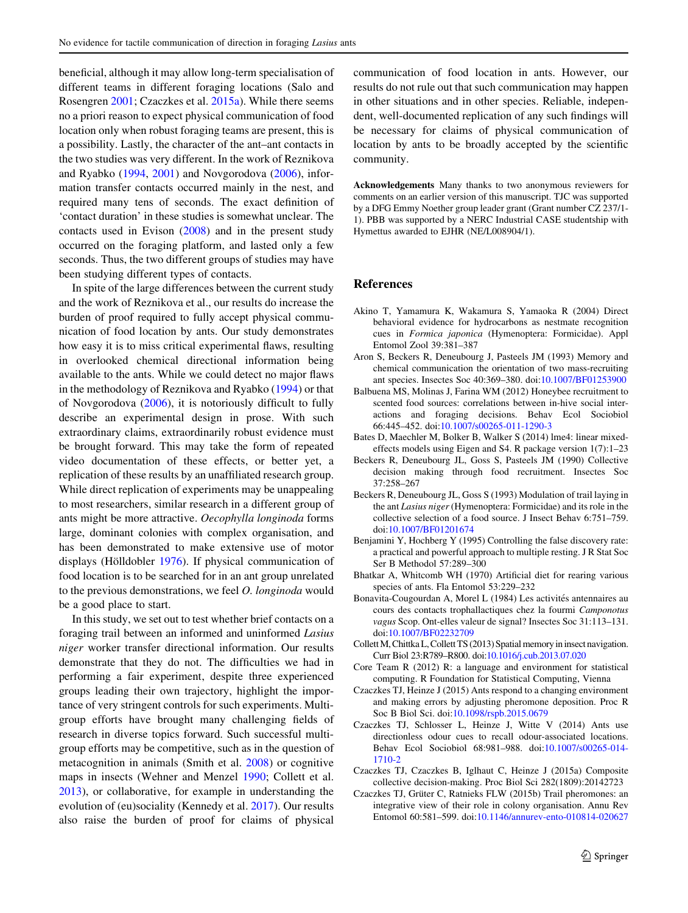beneficial, although it may allow long-term specialisation of different teams in different foraging locations (Salo and Rosengren 2001; Czaczkes et al. 2015a). While there seems no a priori reason to expect physical communication of food location only when robust foraging teams are present, this is a possibility. Lastly, the character of the ant–ant contacts in the two studies was very different. In the work of Reznikova and Ryabko (1994, 2001) and Novgorodova (2006), information transfer contacts occurred mainly in the nest, and required many tens of seconds. The exact definition of 'contact duration' in these studies is somewhat unclear. The contacts used in Evison (2008) and in the present study occurred on the foraging platform, and lasted only a few seconds. Thus, the two different groups of studies may have been studying different types of contacts.

In spite of the large differences between the current study and the work of Reznikova et al., our results do increase the burden of proof required to fully accept physical communication of food location by ants. Our study demonstrates how easy it is to miss critical experimental flaws, resulting in overlooked chemical directional information being available to the ants. While we could detect no major flaws in the methodology of Reznikova and Ryabko (1994) or that of Novgorodova (2006), it is notoriously difficult to fully describe an experimental design in prose. With such extraordinary claims, extraordinarily robust evidence must be brought forward. This may take the form of repeated video documentation of these effects, or better yet, a replication of these results by an unaffiliated research group. While direct replication of experiments may be unappealing to most researchers, similar research in a different group of ants might be more attractive. *Oecophylla longinoda* forms large, dominant colonies with complex organisation, and has been demonstrated to make extensive use of motor displays (Hölldobler 1976). If physical communication of food location is to be searched for in an ant group unrelated to the previous demonstrations, we feel *O. longinoda* would be a good place to start.

In this study, we set out to test whether brief contacts on a foraging trail between an informed and uninformed *Lasius niger* worker transfer directional information. Our results demonstrate that they do not. The difficulties we had in performing a fair experiment, despite three experienced groups leading their own trajectory, highlight the importance of very stringent controls for such experiments. Multi-group efforts have brought many challenging fields of research in diverse topics forward. Such successful multi-group efforts may be competitive, such as in the question of metacognition in animals (Smith et al. 2008) or cognitive maps in insects (Wehner and Menzel 1990; Collett et al. 2013), or collaborative, for example in understanding the evolution of (eu)sociality (Kennedy et al. 2017). Our results also raise the burden of proof for claims of physical communication of food location in ants. However, our results do not rule out that such communication may happen in other situations and in other species. Reliable, independent, well-documented replication of any such findings will be necessary for claims of physical communication of location by ants to be broadly accepted by the scientific community.

**Acknowledgements** Many thanks to two anonymous reviewers for comments on an earlier version of this manuscript. TJC was supported by a DFG Emmy Noether group leader grant (Grant number CZ 237/1-1). PBB was supported by a NERC Industrial CASE studentship with Hymettus awarded to EJHR (NE/L008904/1).

## References

Akino T, Yamamura K, Wakamura S, Yamaoka R (2004) Direct behavioral evidence for hydrocarbons as nestmate recognition cues in *Formica japonica* (Hymenoptera: Formicidae). Appl Entomol Zool 39:381–387

Aron S, Beckers R, Deneubourg J, Pasteels JM (1993) Memory and chemical communication the orientation of two mass-recruiting ant species. Insectes Soc 40:369–380. doi:10.1007/BF01253900

Balbuena MS, Molinas J, Farina WM (2012) Honeybee recruitment to scented food sources: correlations between in-hive social interactions and foraging decisions. Behav Ecol Sociobiol 66:445–452. doi:10.1007/s00265-011-1290-3

Bates D, Maechler M, Bolker B, Walker S (2014) lme4: linear mixed-effects models using Eigen and S4. R package version 1(7):1–23

Beckers R, Deneubourg JL, Goss S, Pasteels JM (1990) Collective decision making through food recruitment. Insectes Soc 37:258–267

Beckers R, Deneubourg JL, Goss S (1993) Modulation of trail laying in the ant *Lasius niger* (Hymenoptera: Formicidae) and its role in the collective selection of a food source. J Insect Behav 6:751–759. doi:10.1007/BF01201674

Benjamini Y, Hochberg Y (1995) Controlling the false discovery rate: a practical and powerful approach to multiple resting. J R Stat Soc Ser B Methodol 57:289–300

Bhatkar A, Whitcomb WH (1970) Artificial diet for rearing various species of ants. Fla Entomol 53:229–232

Bonavita-Cougourdan A, Morel L (1984) Les activités antennaires au cours des contacts trophallactiques chez la fourmi *Camponotus vagus* Scop. Ont-elles valeur de signal? Insectes Soc 31:113–131. doi:10.1007/BF02232709

Collett M, Chittka L, Collett TS (2013) Spatial memory in insect navigation. Curr Biol 23:R789–R800. doi:10.1016/j.cub.2013.07.020

Core Team R (2012) R: a language and environment for statistical computing. R Foundation for Statistical Computing, Vienna

Czaczkes TJ, Heinze J (2015) Ants respond to a changing environment and making errors by adjusting pheromone deposition. Proc R Soc B Biol Sci. doi:10.1098/rspb.2015.0679

Czaczkes TJ, Schlosser L, Heinze J, Witte V (2014) Ants use directionless odour cues to recall odour-associated locations. Behav Ecol Sociobiol 68:981–988. doi:10.1007/s00265-014-1710-2

Czaczkes TJ, Czaczkes B, Iglhaut C, Heinze J (2015a) Composite collective decision-making. Proc Biol Sci 282(1809):20142723

Czaczkes TJ, Grüter C, Ratnieks FLW (2015b) Trail pheromones: an integrative view of their role in colony organisation. Annu Rev Entomol 60:581–599. doi:10.1146/annurev-ento-010814-020627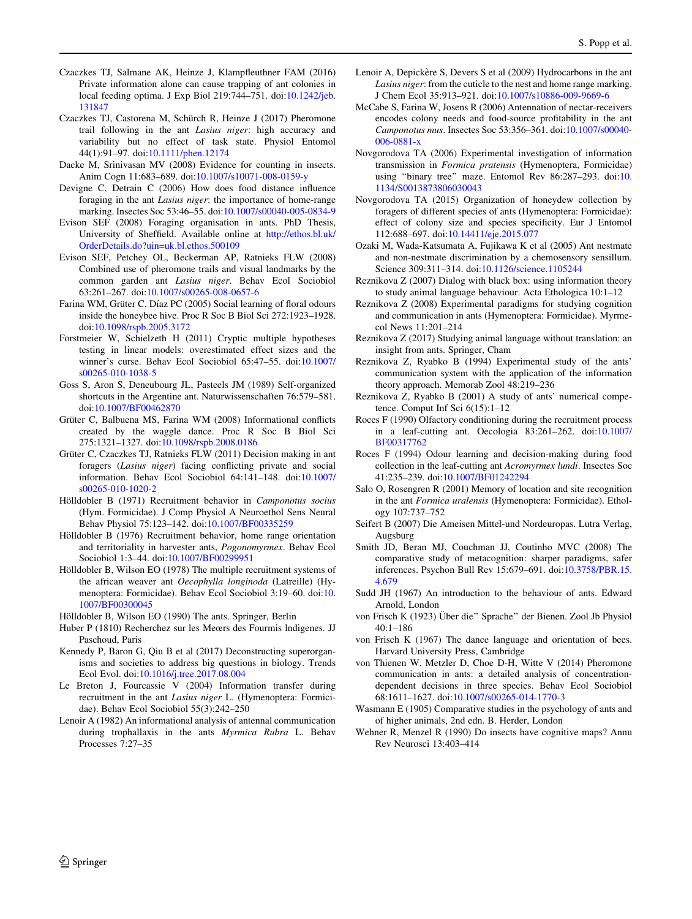Czaczkes TJ, Salmane AK, Heinze J, Klampfleuthner FAM (2016) Private information alone can cause trapping of ant colonies in local feeding optima. J Exp Biol 219:744–751. doi:10.1242/jeb.131847

Czaczkes TJ, Castorena M, Schürch R, Heinze J (2017) Pheromone trail following in the ant *Lasius niger*: high accuracy and variability but no effect of task state. Physiol Entomol 44(1):91–97. doi:10.1111/phen.12174

Dacke M, Srinivasan MV (2008) Evidence for counting in insects. Anim Cogn 11:683–689. doi:10.1007/s10071-008-0159-y

Devigne C, Detrain C (2006) How does food distance influence foraging in the ant *Lasius niger*: the importance of home-range marking. Insectes Soc 53:46–55. doi:10.1007/s00040-005-0834-9

Evison SEF (2008) Foraging organisation in ants. PhD Thesis, University of Sheffield. Available online at http://ethos.bl.uk/OrderDetails.do?uin=uk.bl.ethos.500109

Evison SEF, Petchey OL, Beckerman AP, Ratnieks FLW (2008) Combined use of pheromone trails and visual landmarks by the common garden ant *Lasius niger*. Behav Ecol Sociobiol 63:261–267. doi:10.1007/s00265-008-0657-6

Farina WM, Grüter C, Díaz PC (2005) Social learning of floral odours inside the honeybee hive. Proc R Soc B Biol Sci 272:1923–1928. doi:10.1098/rspb.2005.3172

Forstmeier W, Schielzeth H (2011) Cryptic multiple hypotheses testing in linear models: overestimated effect sizes and the winner's curse. Behav Ecol Sociobiol 65:47–55. doi:10.1007/s00265-010-1038-5

Goss S, Aron S, Deneubourg JL, Pasteels JM (1989) Self-organized shortcuts in the Argentine ant. Naturwissenschaften 76:579–581. doi:10.1007/BF00462870

Grüter C, Balbuena MS, Farina WM (2008) Informational conflicts created by the waggle dance. Proc R Soc B Biol Sci 275:1321–1327. doi:10.1098/rspb.2008.0186

Grüter C, Czaczkes TJ, Ratnieks FLW (2011) Decision making in ant foragers (*Lasius niger*) facing conflicting private and social information. Behav Ecol Sociobiol 64:141–148. doi:10.1007/s00265-010-1020-2

Hölldobler B (1971) Recruitment behavior in *Camponotus socius* (Hym. Formicidae). J Comp Physiol A Neuroethol Sens Neural Behav Physiol 75:123–142. doi:10.1007/BF00335259

Hölldobler B (1976) Recruitment behavior, home range orientation and territoriality in harvester ants, *Pogonomyrmex*. Behav Ecol Sociobiol 1:3–44. doi:10.1007/BF00299951

Hölldobler B, Wilson EO (1978) The multiple recruitment systems of the african weaver ant *Oecophylla longinoda* (Latreille) (Hymenoptera: Formicidae). Behav Ecol Sociobiol 3:19–60. doi:10.1007/BF00300045

Hölldobler B, Wilson EO (1990) The ants. Springer, Berlin

Huber P (1810) Recherchez sur les Meœrs des Fourmis Indigenes. JJ Paschoud, Paris

Kennedy P, Baron G, Qiu B et al (2017) Deconstructing superorganisms and societies to address big questions in biology. Trends Ecol Evol. doi:10.1016/j.tree.2017.08.004

Le Breton J, Fourcassie V (2004) Information transfer during recruitment in the ant *Lasius niger* L. (Hymenoptera: Formicidae). Behav Ecol Sociobiol 55(3):242–250

Lenoir A (1982) An informational analysis of antennal communication during trophallaxis in the ants *Myrmica Rubra* L. Behav Processes 7:27–35

Lenoir A, Depickère S, Devers S et al (2009) Hydrocarbons in the ant *Lasius niger*: from the cuticle to the nest and home range marking. J Chem Ecol 35:913–921. doi:10.1007/s10886-009-9669-6

McCabe S, Farina W, Josens R (2006) Antennation of nectar-receivers encodes colony needs and food-source profitability in the ant *Camponotus mus*. Insectes Soc 53:356–361. doi:10.1007/s00040-006-0881-x

Novgorodova TA (2006) Experimental investigation of information transmission in *Formica pratensis* (Hymenoptera, Formicidae) using "binary tree" maze. Entomol Rev 86:287–293. doi:10.1134/S0013873806030043

Novgorodova TA (2015) Organization of honeydew collection by foragers of different species of ants (Hymenoptera: Formicidae): effect of colony size and species specificity. Eur J Entomol 112:688–697. doi:10.14411/eje.2015.077

Ozaki M, Wada-Katsumata A, Fujikawa K et al (2005) Ant nestmate and non-nestmate discrimination by a chemosensory sensillum. Science 309:311–314. doi:10.1126/science.1105244

Reznikova Z (2007) Dialog with black box: using information theory to study animal language behaviour. Acta Ethologica 10:1–12

Reznikova Z (2008) Experimental paradigms for studying cognition and communication in ants (Hymenoptera: Formicidae). Myrmecol News 11:201–214

Reznikova Z (2017) Studying animal language without translation: an insight from ants. Springer, Cham

Reznikova Z, Ryabko B (1994) Experimental study of the ants' communication system with the application of the information theory approach. Memorab Zool 48:219–236

Reznikova Z, Ryabko B (2001) A study of ants' numerical competence. Comput Inf Sci 6(15):1–12

Roces F (1990) Olfactory conditioning during the recruitment process in a leaf-cutting ant. Oecologia 83:261–262. doi:10.1007/BF00317762

Roces F (1994) Odour learning and decision-making during food collection in the leaf-cutting ant *Acromyrmex lundi*. Insectes Soc 41:235–239. doi:10.1007/BF01242294

Salo O, Rosengren R (2001) Memory of location and site recognition in the ant *Formica uralensis* (Hymenoptera: Formicidae). Ethology 107:737–752

Seifert B (2007) Die Ameisen Mittel-und Nordeuropas. Lutra Verlag, Augsburg

Smith JD, Beran MJ, Couchman JJ, Coutinho MVC (2008) The comparative study of metacognition: sharper paradigms, safer inferences. Psychon Bull Rev 15:679–691. doi:10.3758/PBR.15.4.679

Sudd JH (1967) An introduction to the behaviour of ants. Edward Arnold, London

von Frisch K (1923) Über die" Sprache" der Bienen. Zool Jb Physiol 40:1–186

von Frisch K (1967) The dance language and orientation of bees. Harvard University Press, Cambridge

von Thienen W, Metzler D, Choe D-H, Witte V (2014) Pheromone communication in ants: a detailed analysis of concentration-dependent decisions in three species. Behav Ecol Sociobiol 68:1611–1627. doi:10.1007/s00265-014-1770-3

Wasmann E (1905) Comparative studies in the psychology of ants and of higher animals, 2nd edn. B. Herder, London

Wehner R, Menzel R (1990) Do insects have cognitive maps? Annu Rev Neurosci 13:403–414